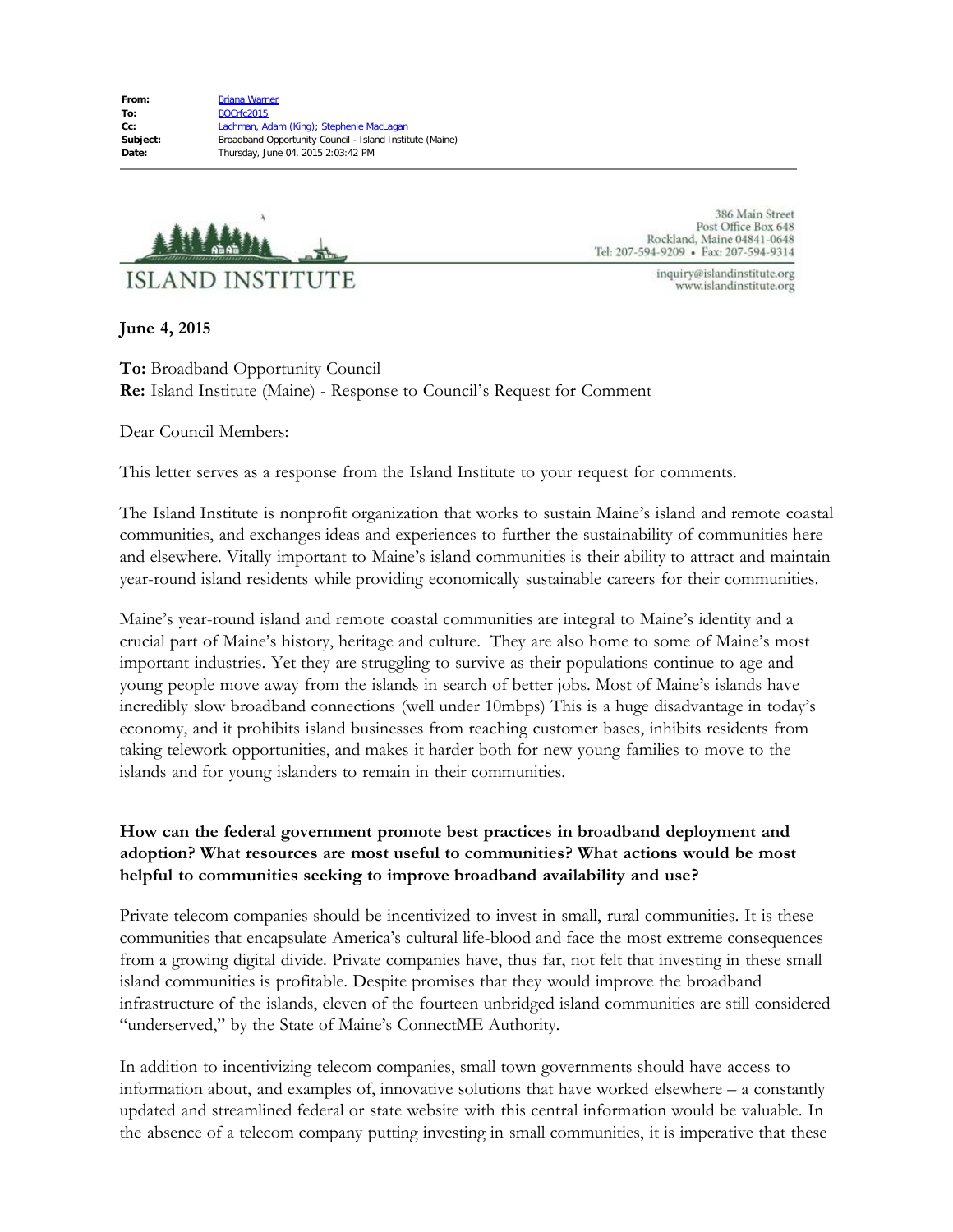| | |
|---|---|
| **From:** | Briana Warner |
| **To:** | BOCrfc2015 |
| **Cc:** | Lachman, Adam (King); Stephenie MacLagan |
| **Subject:** | Broadband Opportunity Council - Island Institute (Maine) |
| **Date:** | Thursday, June 04, 2015 2:03:42 PM |

ISLAND INSTITUTE

386 Main Street
Post Office Box 648
Rockland, Maine 04841-0648
Tel: 207-594-9209 • Fax: 207-594-9314

inquiry@islandinstitute.org
www.islandinstitute.org

**June 4, 2015**

**To:** Broadband Opportunity Council
**Re:** Island Institute (Maine) - Response to Council's Request for Comment

Dear Council Members:

This letter serves as a response from the Island Institute to your request for comments.

The Island Institute is nonprofit organization that works to sustain Maine's island and remote coastal communities, and exchanges ideas and experiences to further the sustainability of communities here and elsewhere. Vitally important to Maine's island communities is their ability to attract and maintain year-round island residents while providing economically sustainable careers for their communities.

Maine's year-round island and remote coastal communities are integral to Maine's identity and a crucial part of Maine's history, heritage and culture. They are also home to some of Maine's most important industries. Yet they are struggling to survive as their populations continue to age and young people move away from the islands in search of better jobs. Most of Maine's islands have incredibly slow broadband connections (well under 10mbps) This is a huge disadvantage in today's economy, and it prohibits island businesses from reaching customer bases, inhibits residents from taking telework opportunities, and makes it harder both for new young families to move to the islands and for young islanders to remain in their communities.

**How can the federal government promote best practices in broadband deployment and adoption? What resources are most useful to communities? What actions would be most helpful to communities seeking to improve broadband availability and use?**

Private telecom companies should be incentivized to invest in small, rural communities. It is these communities that encapsulate America's cultural life-blood and face the most extreme consequences from a growing digital divide. Private companies have, thus far, not felt that investing in these small island communities is profitable. Despite promises that they would improve the broadband infrastructure of the islands, eleven of the fourteen unbridged island communities are still considered "underserved," by the State of Maine's ConnectME Authority.

In addition to incentivizing telecom companies, small town governments should have access to information about, and examples of, innovative solutions that have worked elsewhere – a constantly updated and streamlined federal or state website with this central information would be valuable. In the absence of a telecom company putting investing in small communities, it is imperative that these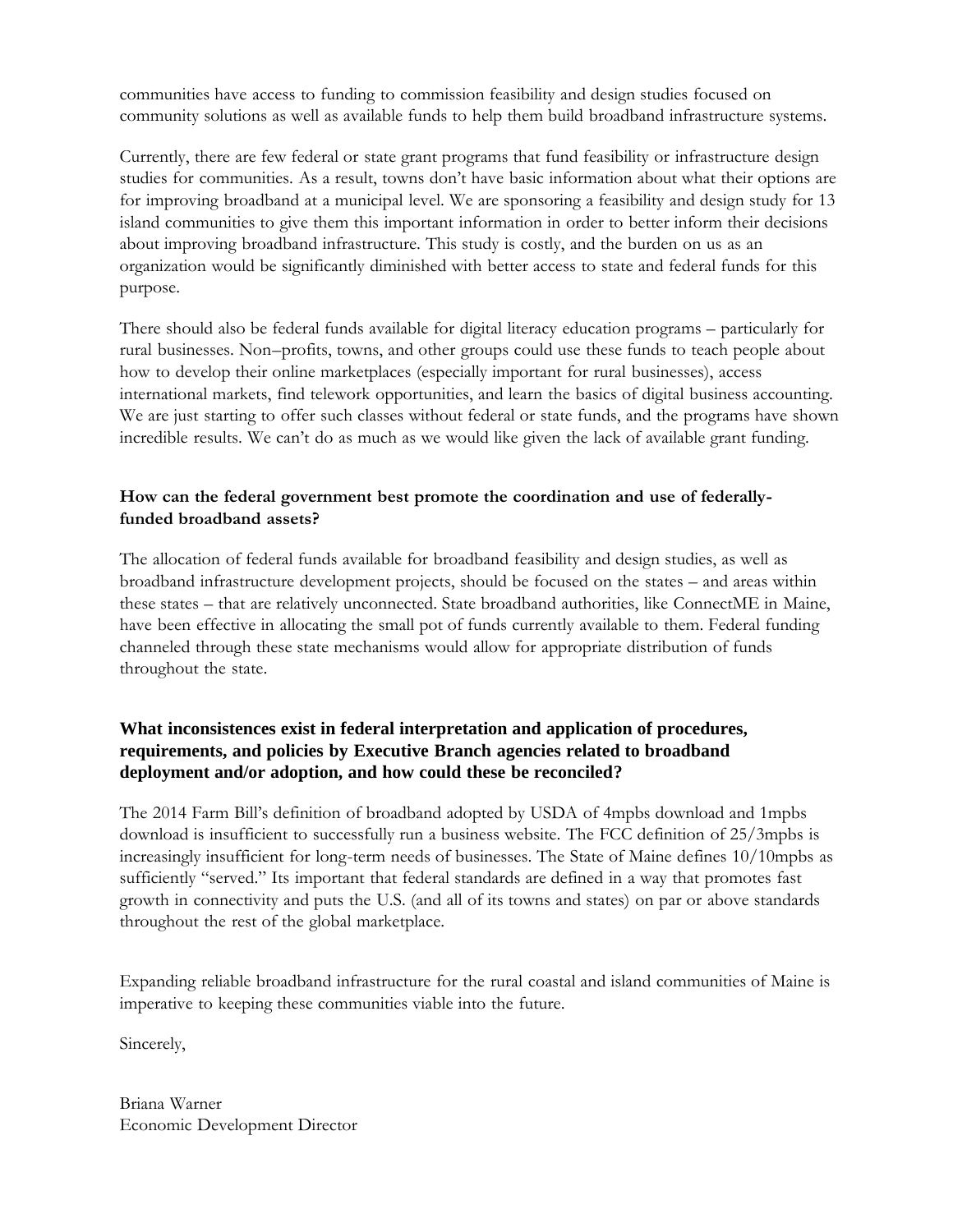communities have access to funding to commission feasibility and design studies focused on community solutions as well as available funds to help them build broadband infrastructure systems.

Currently, there are few federal or state grant programs that fund feasibility or infrastructure design studies for communities. As a result, towns don't have basic information about what their options are for improving broadband at a municipal level. We are sponsoring a feasibility and design study for 13 island communities to give them this important information in order to better inform their decisions about improving broadband infrastructure. This study is costly, and the burden on us as an organization would be significantly diminished with better access to state and federal funds for this purpose.

There should also be federal funds available for digital literacy education programs – particularly for rural businesses. Non–profits, towns, and other groups could use these funds to teach people about how to develop their online marketplaces (especially important for rural businesses), access international markets, find telework opportunities, and learn the basics of digital business accounting. We are just starting to offer such classes without federal or state funds, and the programs have shown incredible results. We can't do as much as we would like given the lack of available grant funding.

**How can the federal government best promote the coordination and use of federally-funded broadband assets?**

The allocation of federal funds available for broadband feasibility and design studies, as well as broadband infrastructure development projects, should be focused on the states – and areas within these states – that are relatively unconnected. State broadband authorities, like ConnectME in Maine, have been effective in allocating the small pot of funds currently available to them. Federal funding channeled through these state mechanisms would allow for appropriate distribution of funds throughout the state.

**What inconsistences exist in federal interpretation and application of procedures, requirements, and policies by Executive Branch agencies related to broadband deployment and/or adoption, and how could these be reconciled?**

The 2014 Farm Bill's definition of broadband adopted by USDA of 4mpbs download and 1mpbs download is insufficient to successfully run a business website. The FCC definition of 25/3mpbs is increasingly insufficient for long-term needs of businesses. The State of Maine defines 10/10mpbs as sufficiently "served." Its important that federal standards are defined in a way that promotes fast growth in connectivity and puts the U.S. (and all of its towns and states) on par or above standards throughout the rest of the global marketplace.

Expanding reliable broadband infrastructure for the rural coastal and island communities of Maine is imperative to keeping these communities viable into the future.

Sincerely,

Briana Warner
Economic Development Director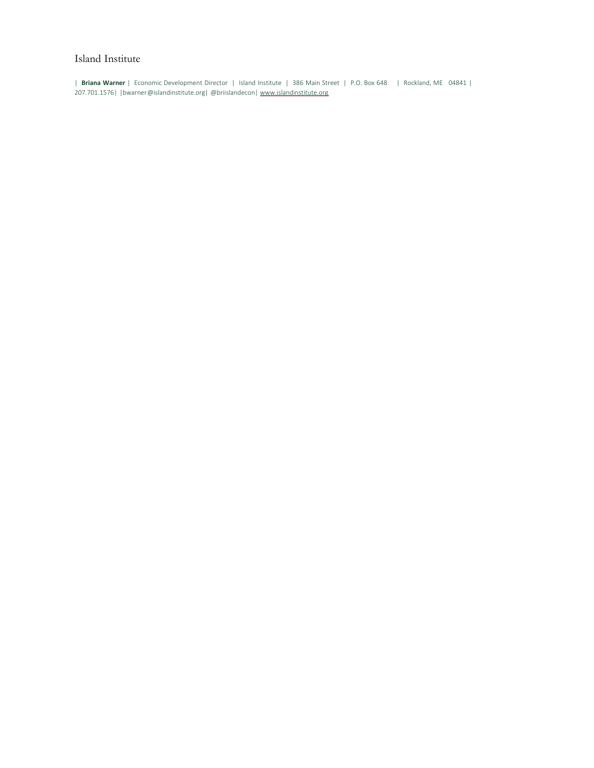Island Institute

| **Briana Warner** | Economic Development Director | Island Institute | 386 Main Street | P.O. Box 648 | Rockland, ME 04841 | 207.701.1576| |bwarner@islandinstitute.org| @briislandecon| www.islandinstitute.org